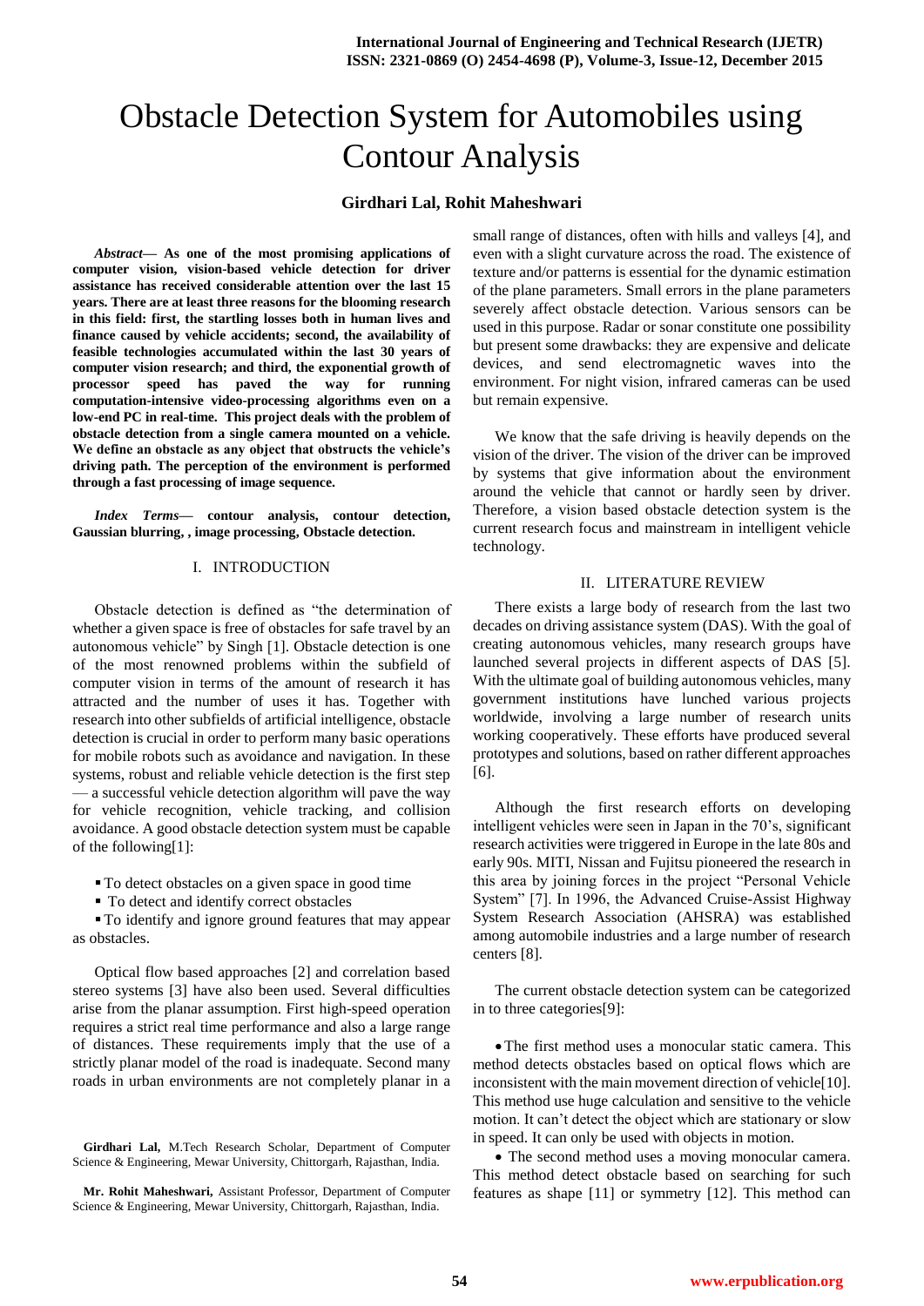# Obstacle Detection System for Automobiles using Contour Analysis

**Girdhari Lal, Rohit Maheshwari**

***Abstract*— As one of the most promising applications of computer vision, vision-based vehicle detection for driver assistance has received considerable attention over the last 15 years. There are at least three reasons for the blooming research in this field: first, the startling losses both in human lives and finance caused by vehicle accidents; second, the availability of feasible technologies accumulated within the last 30 years of computer vision research; and third, the exponential growth of processor speed has paved the way for running computation-intensive video-processing algorithms even on a low-end PC in real-time. This project deals with the problem of obstacle detection from a single camera mounted on a vehicle. We define an obstacle as any object that obstructs the vehicle's driving path. The perception of the environment is performed through a fast processing of image sequence.**

***Index Terms*— contour analysis, contour detection, Gaussian blurring, , image processing, Obstacle detection.**

## I. INTRODUCTION

Obstacle detection is defined as "the determination of whether a given space is free of obstacles for safe travel by an autonomous vehicle" by Singh [1]. Obstacle detection is one of the most renowned problems within the subfield of computer vision in terms of the amount of research it has attracted and the number of uses it has. Together with research into other subfields of artificial intelligence, obstacle detection is crucial in order to perform many basic operations for mobile robots such as avoidance and navigation. In these systems, robust and reliable vehicle detection is the first step — a successful vehicle detection algorithm will pave the way for vehicle recognition, vehicle tracking, and collision avoidance. A good obstacle detection system must be capable of the following[1]:

- To detect obstacles on a given space in good time
- To detect and identify correct obstacles
- To identify and ignore ground features that may appear as obstacles.

Optical flow based approaches [2] and correlation based stereo systems [3] have also been used. Several difficulties arise from the planar assumption. First high-speed operation requires a strict real time performance and also a large range of distances. These requirements imply that the use of a strictly planar model of the road is inadequate. Second many roads in urban environments are not completely planar in a small range of distances, often with hills and valleys [4], and even with a slight curvature across the road. The existence of texture and/or patterns is essential for the dynamic estimation of the plane parameters. Small errors in the plane parameters severely affect obstacle detection. Various sensors can be used in this purpose. Radar or sonar constitute one possibility but present some drawbacks: they are expensive and delicate devices, and send electromagnetic waves into the environment. For night vision, infrared cameras can be used but remain expensive.

We know that the safe driving is heavily depends on the vision of the driver. The vision of the driver can be improved by systems that give information about the environment around the vehicle that cannot or hardly seen by driver. Therefore, a vision based obstacle detection system is the current research focus and mainstream in intelligent vehicle technology.

## II. LITERATURE REVIEW

There exists a large body of research from the last two decades on driving assistance system (DAS). With the goal of creating autonomous vehicles, many research groups have launched several projects in different aspects of DAS [5]. With the ultimate goal of building autonomous vehicles, many government institutions have lunched various projects worldwide, involving a large number of research units working cooperatively. These efforts have produced several prototypes and solutions, based on rather different approaches [6].

Although the first research efforts on developing intelligent vehicles were seen in Japan in the 70's, significant research activities were triggered in Europe in the late 80s and early 90s. MITI, Nissan and Fujitsu pioneered the research in this area by joining forces in the project "Personal Vehicle System" [7]. In 1996, the Advanced Cruise-Assist Highway System Research Association (AHSRA) was established among automobile industries and a large number of research centers [8].

The current obstacle detection system can be categorized in to three categories[9]:

- The first method uses a monocular static camera. This method detects obstacles based on optical flows which are inconsistent with the main movement direction of vehicle[10]. This method use huge calculation and sensitive to the vehicle motion. It can't detect the object which are stationary or slow in speed. It can only be used with objects in motion.
- The second method uses a moving monocular camera. This method detect obstacle based on searching for such features as shape [11] or symmetry [12]. This method can

**Girdhari Lal,** M.Tech Research Scholar, Department of Computer Science & Engineering, Mewar University, Chittorgarh, Rajasthan, India.

**Mr. Rohit Maheshwari,** Assistant Professor, Department of Computer Science & Engineering, Mewar University, Chittorgarh, Rajasthan, India.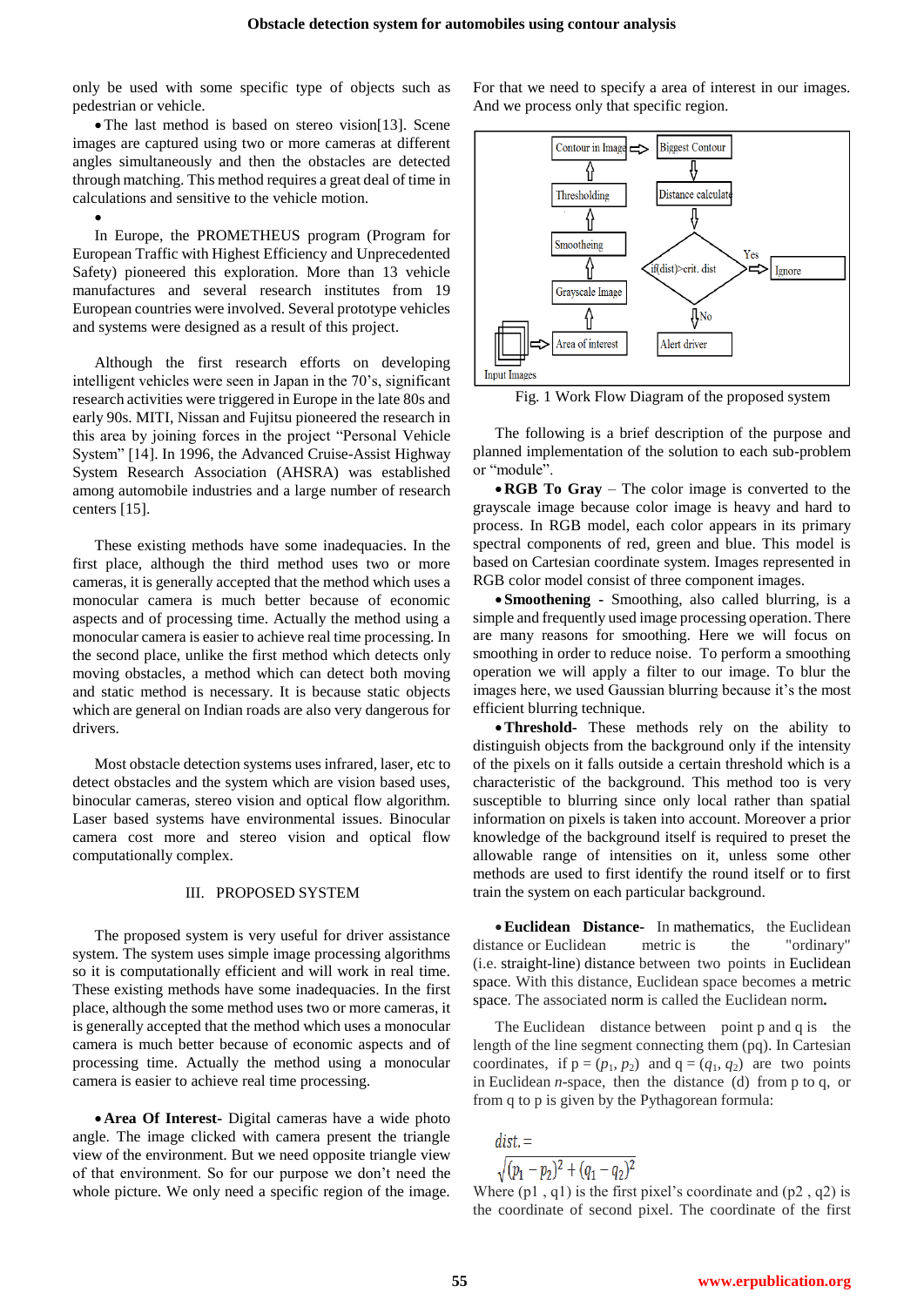only be used with some specific type of objects such as pedestrian or vehicle.

- The last method is based on stereo vision[13]. Scene images are captured using two or more cameras at different angles simultaneously and then the obstacles are detected through matching. This method requires a great deal of time in calculations and sensitive to the vehicle motion.

In Europe, the PROMETHEUS program (Program for European Traffic with Highest Efficiency and Unprecedented Safety) pioneered this exploration. More than 13 vehicle manufactures and several research institutes from 19 European countries were involved. Several prototype vehicles and systems were designed as a result of this project.

Although the first research efforts on developing intelligent vehicles were seen in Japan in the 70's, significant research activities were triggered in Europe in the late 80s and early 90s. MITI, Nissan and Fujitsu pioneered the research in this area by joining forces in the project "Personal Vehicle System" [14]. In 1996, the Advanced Cruise-Assist Highway System Research Association (AHSRA) was established among automobile industries and a large number of research centers [15].

These existing methods have some inadequacies. In the first place, although the third method uses two or more cameras, it is generally accepted that the method which uses a monocular camera is much better because of economic aspects and of processing time. Actually the method using a monocular camera is easier to achieve real time processing. In the second place, unlike the first method which detects only moving obstacles, a method which can detect both moving and static method is necessary. It is because static objects which are general on Indian roads are also very dangerous for drivers.

Most obstacle detection systems uses infrared, laser, etc to detect obstacles and the system which are vision based uses, binocular cameras, stereo vision and optical flow algorithm. Laser based systems have environmental issues. Binocular camera cost more and stereo vision and optical flow computationally complex.

## III. PROPOSED SYSTEM

The proposed system is very useful for driver assistance system. The system uses simple image processing algorithms so it is computationally efficient and will work in real time. These existing methods have some inadequacies. In the first place, although the some method uses two or more cameras, it is generally accepted that the method which uses a monocular camera is much better because of economic aspects and of processing time. Actually the method using a monocular camera is easier to achieve real time processing.

- **Area Of Interest**- Digital cameras have a wide photo angle. The image clicked with camera present the triangle view of the environment. But we need opposite triangle view of that environment. So for our purpose we don't need the whole picture. We only need a specific region of the image. For that we need to specify a area of interest in our images. And we process only that specific region.

Input Images → Area of interest → Grayscale Image → Smootheing → Thresholding → Contour in Image → Biggest Contour → Distance calculate → if(dist)>crit. dist — Yes → Ignore; No → Alert driver

Fig. 1 Work Flow Diagram of the proposed system

The following is a brief description of the purpose and planned implementation of the solution to each sub-problem or "module".

- **RGB To Gray** – The color image is converted to the grayscale image because color image is heavy and hard to process. In RGB model, each color appears in its primary spectral components of red, green and blue. This model is based on Cartesian coordinate system. Images represented in RGB color model consist of three component images.
- **Smoothening** - Smoothing, also called blurring, is a simple and frequently used image processing operation. There are many reasons for smoothing. Here we will focus on smoothing in order to reduce noise. To perform a smoothing operation we will apply a filter to our image. To blur the images here, we used Gaussian blurring because it's the most efficient blurring technique.
- **Threshold**- These methods rely on the ability to distinguish objects from the background only if the intensity of the pixels on it falls outside a certain threshold which is a characteristic of the background. This method too is very susceptible to blurring since only local rather than spatial information on pixels is taken into account. Moreover a prior knowledge of the background itself is required to preset the allowable range of intensities on it, unless some other methods are used to first identify the round itself or to first train the system on each particular background.
- **Euclidean Distance**- In mathematics, the Euclidean distance or Euclidean metric is the "ordinary" (i.e. straight-line) distance between two points in Euclidean space. With this distance, Euclidean space becomes a metric space. The associated norm is called the Euclidean norm.

The Euclidean distance between point p and q is the length of the line segment connecting them (pq). In Cartesian coordinates, if $p = (p_1, p_2)$ and $q = (q_1, q_2)$ are two points in Euclidean $n$-space, then the distance (d) from p to q, or from q to p is given by the Pythagorean formula:

$$dist. = \sqrt{(p_1 - p_2)^2 + (q_1 - q_2)^2}$$

Where (p1 , q1) is the first pixel's coordinate and (p2 , q2) is the coordinate of second pixel. The coordinate of the first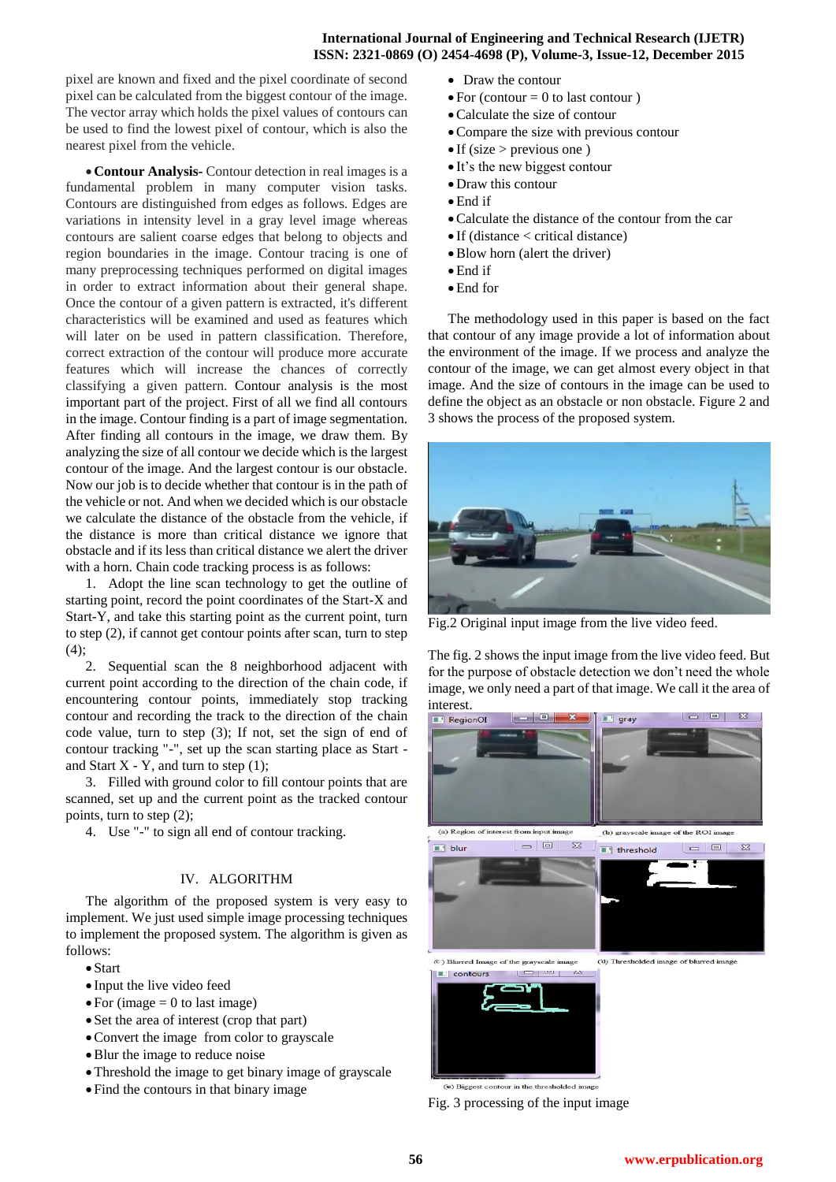pixel are known and fixed and the pixel coordinate of second pixel can be calculated from the biggest contour of the image. The vector array which holds the pixel values of contours can be used to find the lowest pixel of contour, which is also the nearest pixel from the vehicle.

- **Contour Analysis-** Contour detection in real images is a fundamental problem in many computer vision tasks. Contours are distinguished from edges as follows. Edges are variations in intensity level in a gray level image whereas contours are salient coarse edges that belong to objects and region boundaries in the image. Contour tracing is one of many preprocessing techniques performed on digital images in order to extract information about their general shape. Once the contour of a given pattern is extracted, it's different characteristics will be examined and used as features which will later on be used in pattern classification. Therefore, correct extraction of the contour will produce more accurate features which will increase the chances of correctly classifying a given pattern. Contour analysis is the most important part of the project. First of all we find all contours in the image. Contour finding is a part of image segmentation. After finding all contours in the image, we draw them. By analyzing the size of all contour we decide which is the largest contour of the image. And the largest contour is our obstacle. Now our job is to decide whether that contour is in the path of the vehicle or not. And when we decided which is our obstacle we calculate the distance of the obstacle from the vehicle, if the distance is more than critical distance we ignore that obstacle and if its less than critical distance we alert the driver with a horn. Chain code tracking process is as follows:

1. Adopt the line scan technology to get the outline of starting point, record the point coordinates of the Start-X and Start-Y, and take this starting point as the current point, turn to step (2), if cannot get contour points after scan, turn to step (4);
2. Sequential scan the 8 neighborhood adjacent with current point according to the direction of the chain code, if encountering contour points, immediately stop tracking contour and recording the track to the direction of the chain code value, turn to step (3); If not, set the sign of end of contour tracking "-", set up the scan starting place as Start - and Start X - Y, and turn to step (1);
3. Filled with ground color to fill contour points that are scanned, set up and the current point as the tracked contour points, turn to step (2);
4. Use "-" to sign all end of contour tracking.

## IV. ALGORITHM

The algorithm of the proposed system is very easy to implement. We just used simple image processing techniques to implement the proposed system. The algorithm is given as follows:

- Start
- Input the live video feed
- For (image = 0 to last image)
- Set the area of interest (crop that part)
- Convert the image from color to grayscale
- Blur the image to reduce noise
- Threshold the image to get binary image of grayscale
- Find the contours in that binary image
- Draw the contour
- For (contour = 0 to last contour )
- Calculate the size of contour
- Compare the size with previous contour
- If (size > previous one )
- It's the new biggest contour
- Draw this contour
- End if
- Calculate the distance of the contour from the car
- If (distance < critical distance)
- Blow horn (alert the driver)
- End if
- End for

The methodology used in this paper is based on the fact that contour of any image provide a lot of information about the environment of the image. If we process and analyze the contour of the image, we can get almost every object in that image. And the size of contours in the image can be used to define the object as an obstacle or non obstacle. Figure 2 and 3 shows the process of the proposed system.

Fig.2 Original input image from the live video feed.

The fig. 2 shows the input image from the live video feed. But for the purpose of obstacle detection we don't need the whole image, we only need a part of that image. We call it the area of interest.

(a) Region of interest from input image

(b) grayscale image of the ROI image

(c) Blurred Image of the grayscale image

(d) Thresholded image of blurred image

(e) Biggest contour in the thresholded image

Fig. 3 processing of the input image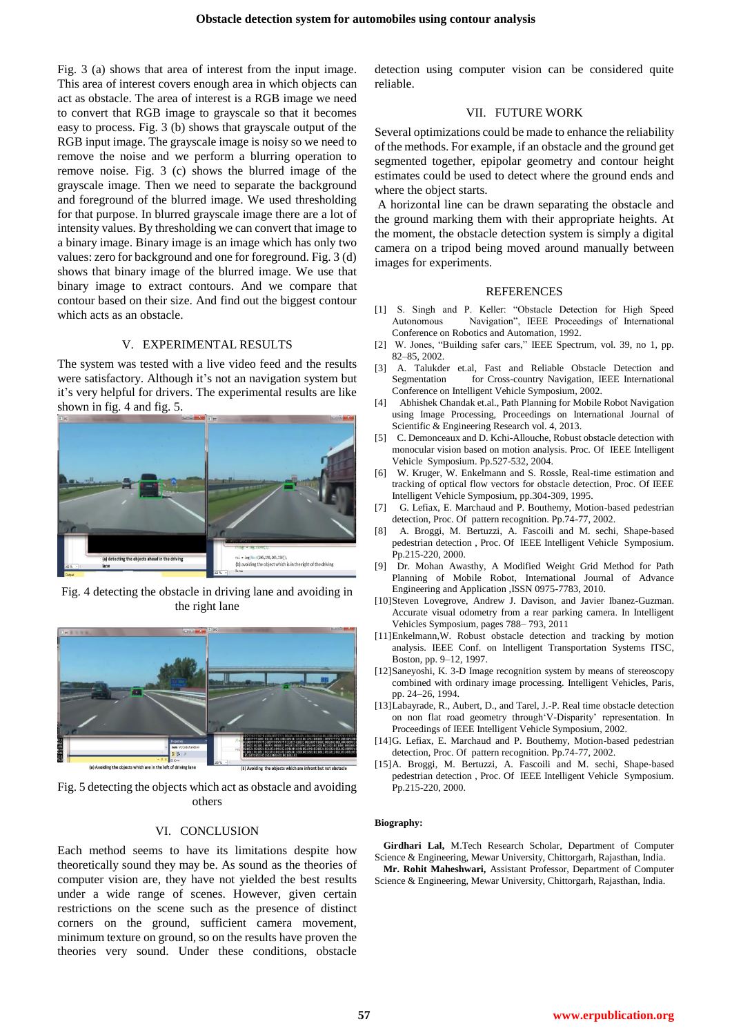Fig. 3 (a) shows that area of interest from the input image. This area of interest covers enough area in which objects can act as obstacle. The area of interest is a RGB image we need to convert that RGB image to grayscale so that it becomes easy to process. Fig. 3 (b) shows that grayscale output of the RGB input image. The grayscale image is noisy so we need to remove the noise and we perform a blurring operation to remove noise. Fig. 3 (c) shows the blurred image of the grayscale image. Then we need to separate the background and foreground of the blurred image. We used thresholding for that purpose. In blurred grayscale image there are a lot of intensity values. By thresholding we can convert that image to a binary image. Binary image is an image which has only two values: zero for background and one for foreground. Fig. 3 (d) shows that binary image of the blurred image. We use that binary image to extract contours. And we compare that contour based on their size. And find out the biggest contour which acts as an obstacle.

## V. EXPERIMENTAL RESULTS

The system was tested with a live video feed and the results were satisfactory. Although it's not an navigation system but it's very helpful for drivers. The experimental results are like shown in fig. 4 and fig. 5.

(a) detecting the objects ahead in the driving lane

(b) avoiding the object which is in the right of the driving lane

Fig. 4 detecting the obstacle in driving lane and avoiding in the right lane

(a) Avoiding the objects which are in the left of driving lane

(b) Avoiding the objects which are infront but not obstacle

Fig. 5 detecting the objects which act as obstacle and avoiding others

## VI. CONCLUSION

Each method seems to have its limitations despite how theoretically sound they may be. As sound as the theories of computer vision are, they have not yielded the best results under a wide range of scenes. However, given certain restrictions on the scene such as the presence of distinct corners on the ground, sufficient camera movement, minimum texture on ground, so on the results have proven the theories very sound. Under these conditions, obstacle detection using computer vision can be considered quite reliable.

## VII. FUTURE WORK

Several optimizations could be made to enhance the reliability of the methods. For example, if an obstacle and the ground get segmented together, epipolar geometry and contour height estimates could be used to detect where the ground ends and where the object starts.

A horizontal line can be drawn separating the obstacle and the ground marking them with their appropriate heights. At the moment, the obstacle detection system is simply a digital camera on a tripod being moved around manually between images for experiments.

## REFERENCES

[1] S. Singh and P. Keller: "Obstacle Detection for High Speed Autonomous Navigation", IEEE Proceedings of International Conference on Robotics and Automation, 1992.

[2] W. Jones, "Building safer cars," IEEE Spectrum, vol. 39, no 1, pp. 82–85, 2002.

[3] A. Talukder et.al, Fast and Reliable Obstacle Detection and Segmentation for Cross-country Navigation, IEEE International Conference on Intelligent Vehicle Symposium, 2002.

[4] Abhishek Chandak et.al., Path Planning for Mobile Robot Navigation using Image Processing, Proceedings on International Journal of Scientific & Engineering Research vol. 4, 2013.

[5] C. Demonceaux and D. Kchi-Allouche, Robust obstacle detection with monocular vision based on motion analysis. Proc. Of IEEE Intelligent Vehicle Symposium. Pp.527-532, 2004.

[6] W. Kruger, W. Enkelmann and S. Rossle, Real-time estimation and tracking of optical flow vectors for obstacle detection, Proc. Of IEEE Intelligent Vehicle Symposium, pp.304-309, 1995.

[7] G. Lefiax, E. Marchaud and P. Bouthemy, Motion-based pedestrian detection, Proc. Of pattern recognition. Pp.74-77, 2002.

[8] A. Broggi, M. Bertuzzi, A. Fascoili and M. sechi, Shape-based pedestrian detection , Proc. Of IEEE Intelligent Vehicle Symposium. Pp.215-220, 2000.

[9] Dr. Mohan Awasthy, A Modified Weight Grid Method for Path Planning of Mobile Robot, International Journal of Advance Engineering and Application ,ISSN 0975-7783, 2010.

[10] Steven Lovegrove, Andrew J. Davison, and Javier Ibanez-Guzman. Accurate visual odometry from a rear parking camera. In Intelligent Vehicles Symposium, pages 788– 793, 2011

[11] Enkelmann,W. Robust obstacle detection and tracking by motion analysis. IEEE Conf. on Intelligent Transportation Systems ITSC, Boston, pp. 9–12, 1997.

[12] Saneyoshi, K. 3-D Image recognition system by means of stereoscopy combined with ordinary image processing. Intelligent Vehicles, Paris, pp. 24–26, 1994.

[13] Labayrade, R., Aubert, D., and Tarel, J.-P. Real time obstacle detection on non flat road geometry through'V-Disparity' representation. In Proceedings of IEEE Intelligent Vehicle Symposium, 2002.

[14] G. Lefiax, E. Marchaud and P. Bouthemy, Motion-based pedestrian detection, Proc. Of pattern recognition. Pp.74-77, 2002.

[15] A. Broggi, M. Bertuzzi, A. Fascoili and M. sechi, Shape-based pedestrian detection , Proc. Of IEEE Intelligent Vehicle Symposium. Pp.215-220, 2000.

**Biography:**

**Girdhari Lal,** M.Tech Research Scholar, Department of Computer Science & Engineering, Mewar University, Chittorgarh, Rajasthan, India.

**Mr. Rohit Maheshwari,** Assistant Professor, Department of Computer Science & Engineering, Mewar University, Chittorgarh, Rajasthan, India.